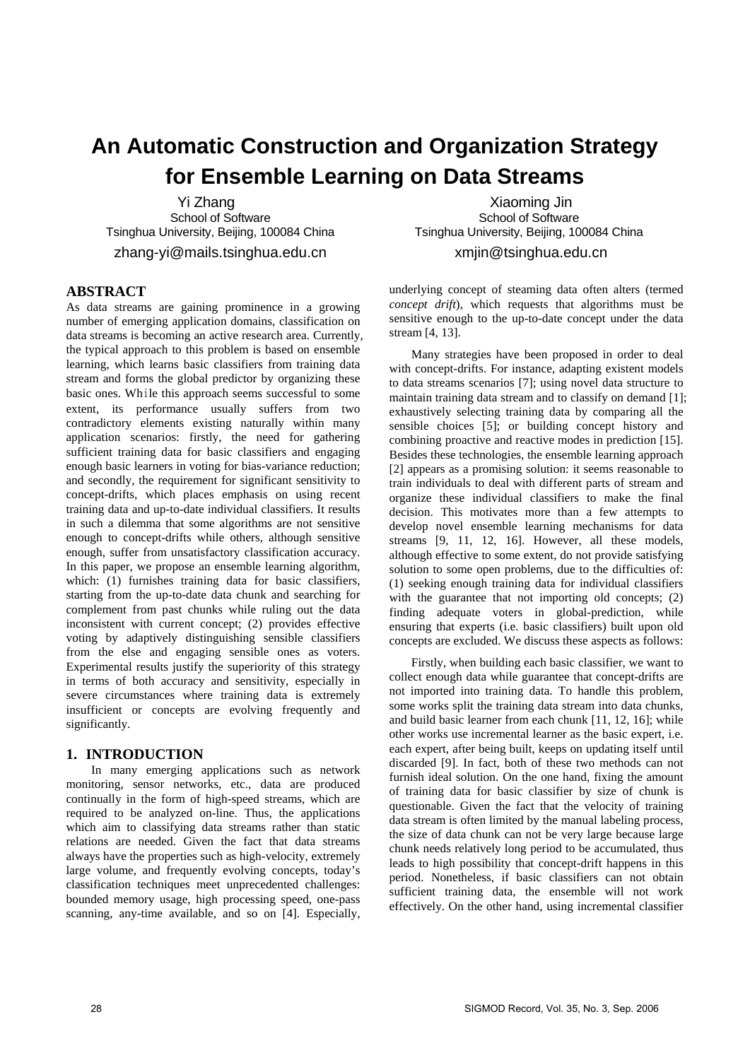# An Automatic Construction and Organization Strategy for Ensemble Learning on Data Streams

Yi Zhang
School of Software
Tsinghua University, Beijing, 100084 China
zhang-yi@mails.tsinghua.edu.cn

Xiaoming Jin
School of Software
Tsinghua University, Beijing, 100084 China
xmjin@tsinghua.edu.cn

## ABSTRACT

As data streams are gaining prominence in a growing number of emerging application domains, classification on data streams is becoming an active research area. Currently, the typical approach to this problem is based on ensemble learning, which learns basic classifiers from training data stream and forms the global predictor by organizing these basic ones. While this approach seems successful to some extent, its performance usually suffers from two contradictory elements existing naturally within many application scenarios: firstly, the need for gathering sufficient training data for basic classifiers and engaging enough basic learners in voting for bias-variance reduction; and secondly, the requirement for significant sensitivity to concept-drifts, which places emphasis on using recent training data and up-to-date individual classifiers. It results in such a dilemma that some algorithms are not sensitive enough to concept-drifts while others, although sensitive enough, suffer from unsatisfactory classification accuracy. In this paper, we propose an ensemble learning algorithm, which: (1) furnishes training data for basic classifiers, starting from the up-to-date data chunk and searching for complement from past chunks while ruling out the data inconsistent with current concept; (2) provides effective voting by adaptively distinguishing sensible classifiers from the else and engaging sensible ones as voters. Experimental results justify the superiority of this strategy in terms of both accuracy and sensitivity, especially in severe circumstances where training data is extremely insufficient or concepts are evolving frequently and significantly.

## 1. INTRODUCTION

In many emerging applications such as network monitoring, sensor networks, etc., data are produced continually in the form of high-speed streams, which are required to be analyzed on-line. Thus, the applications which aim to classifying data streams rather than static relations are needed. Given the fact that data streams always have the properties such as high-velocity, extremely large volume, and frequently evolving concepts, today's classification techniques meet unprecedented challenges: bounded memory usage, high processing speed, one-pass scanning, any-time available, and so on [4]. Especially, underlying concept of steaming data often alters (termed *concept drift*), which requests that algorithms must be sensitive enough to the up-to-date concept under the data stream [4, 13].

Many strategies have been proposed in order to deal with concept-drifts. For instance, adapting existent models to data streams scenarios [7]; using novel data structure to maintain training data stream and to classify on demand [1]; exhaustively selecting training data by comparing all the sensible choices [5]; or building concept history and combining proactive and reactive modes in prediction [15]. Besides these technologies, the ensemble learning approach [2] appears as a promising solution: it seems reasonable to train individuals to deal with different parts of stream and organize these individual classifiers to make the final decision. This motivates more than a few attempts to develop novel ensemble learning mechanisms for data streams [9, 11, 12, 16]. However, all these models, although effective to some extent, do not provide satisfying solution to some open problems, due to the difficulties of: (1) seeking enough training data for individual classifiers with the guarantee that not importing old concepts; (2) finding adequate voters in global-prediction, while ensuring that experts (i.e. basic classifiers) built upon old concepts are excluded. We discuss these aspects as follows:

Firstly, when building each basic classifier, we want to collect enough data while guarantee that concept-drifts are not imported into training data. To handle this problem, some works split the training data stream into data chunks, and build basic learner from each chunk [11, 12, 16]; while other works use incremental learner as the basic expert, i.e. each expert, after being built, keeps on updating itself until discarded [9]. In fact, both of these two methods can not furnish ideal solution. On the one hand, fixing the amount of training data for basic classifier by size of chunk is questionable. Given the fact that the velocity of training data stream is often limited by the manual labeling process, the size of data chunk can not be very large because large chunk needs relatively long period to be accumulated, thus leads to high possibility that concept-drift happens in this period. Nonetheless, if basic classifiers can not obtain sufficient training data, the ensemble will not work effectively. On the other hand, using incremental classifier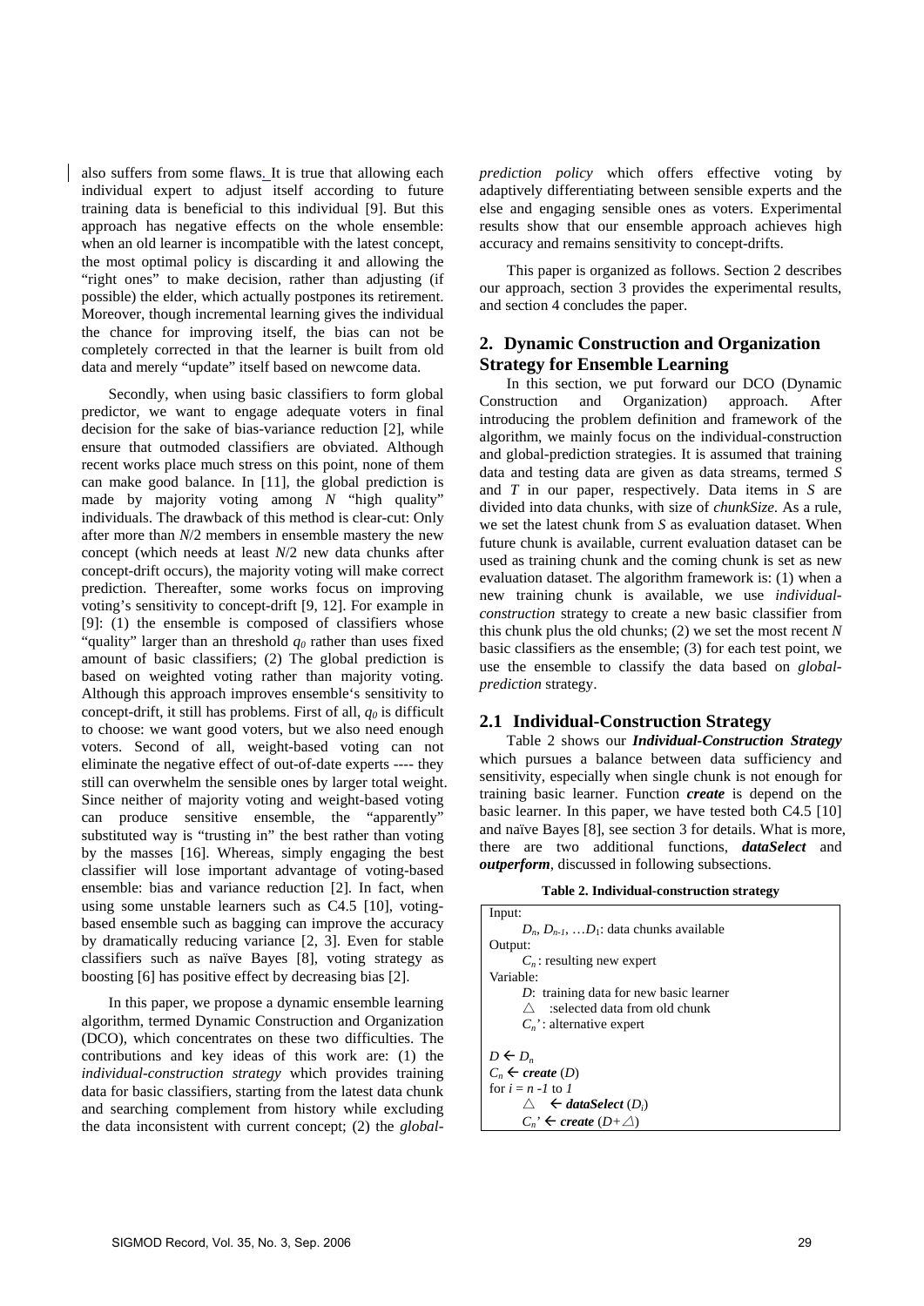also suffers from some flaws. It is true that allowing each individual expert to adjust itself according to future training data is beneficial to this individual [9]. But this approach has negative effects on the whole ensemble: when an old learner is incompatible with the latest concept, the most optimal policy is discarding it and allowing the "right ones" to make decision, rather than adjusting (if possible) the elder, which actually postpones its retirement. Moreover, though incremental learning gives the individual the chance for improving itself, the bias can not be completely corrected in that the learner is built from old data and merely "update" itself based on newcome data.

Secondly, when using basic classifiers to form global predictor, we want to engage adequate voters in final decision for the sake of bias-variance reduction [2], while ensure that outmoded classifiers are obviated. Although recent works place much stress on this point, none of them can make good balance. In [11], the global prediction is made by majority voting among $N$ "high quality" individuals. The drawback of this method is clear-cut: Only after more than $N/2$ members in ensemble mastery the new concept (which needs at least $N/2$ new data chunks after concept-drift occurs), the majority voting will make correct prediction. Thereafter, some works focus on improving voting's sensitivity to concept-drift [9, 12]. For example in [9]: (1) the ensemble is composed of classifiers whose "quality" larger than an threshold $q_0$ rather than uses fixed amount of basic classifiers; (2) The global prediction is based on weighted voting rather than majority voting. Although this approach improves ensemble's sensitivity to concept-drift, it still has problems. First of all, $q_0$ is difficult to choose: we want good voters, but we also need enough voters. Second of all, weight-based voting can not eliminate the negative effect of out-of-date experts ---- they still can overwhelm the sensible ones by larger total weight. Since neither of majority voting and weight-based voting can produce sensitive ensemble, the "apparently" substituted way is "trusting in" the best rather than voting by the masses [16]. Whereas, simply engaging the best classifier will lose important advantage of voting-based ensemble: bias and variance reduction [2]. In fact, when using some unstable learners such as C4.5 [10], voting-based ensemble such as bagging can improve the accuracy by dramatically reducing variance [2, 3]. Even for stable classifiers such as naïve Bayes [8], voting strategy as boosting [6] has positive effect by decreasing bias [2].

In this paper, we propose a dynamic ensemble learning algorithm, termed Dynamic Construction and Organization (DCO), which concentrates on these two difficulties. The contributions and key ideas of this work are: (1) the *individual-construction strategy* which provides training data for basic classifiers, starting from the latest data chunk and searching complement from history while excluding the data inconsistent with current concept; (2) the *global-prediction policy* which offers effective voting by adaptively differentiating between sensible experts and the else and engaging sensible ones as voters. Experimental results show that our ensemble approach achieves high accuracy and remains sensitivity to concept-drifts.

This paper is organized as follows. Section 2 describes our approach, section 3 provides the experimental results, and section 4 concludes the paper.

## 2. Dynamic Construction and Organization Strategy for Ensemble Learning

In this section, we put forward our DCO (Dynamic Construction and Organization) approach. After introducing the problem definition and framework of the algorithm, we mainly focus on the individual-construction and global-prediction strategies. It is assumed that training data and testing data are given as data streams, termed $S$ and $T$ in our paper, respectively. Data items in $S$ are divided into data chunks, with size of *chunkSize*. As a rule, we set the latest chunk from $S$ as evaluation dataset. When future chunk is available, current evaluation dataset can be used as training chunk and the coming chunk is set as new evaluation dataset. The algorithm framework is: (1) when a new training chunk is available, we use *individual-construction* strategy to create a new basic classifier from this chunk plus the old chunks; (2) we set the most recent $N$ basic classifiers as the ensemble; (3) for each test point, we use the ensemble to classify the data based on *global-prediction* strategy.

### 2.1 Individual-Construction Strategy

Table 2 shows our ***Individual-Construction Strategy*** which pursues a balance between data sufficiency and sensitivity, especially when single chunk is not enough for training basic learner. Function ***create*** is depend on the basic learner. In this paper, we have tested both C4.5 [10] and naïve Bayes [8], see section 3 for details. What is more, there are two additional functions, ***dataSelect*** and ***outperform***, discussed in following subsections.

**Table 2. Individual-construction strategy**

```
Input:
    D_n, D_{n-1}, …D_1: data chunks available
Output:
    C_n : resulting new expert
Variable:
    D: training data for new basic learner
    △ :selected data from old chunk
    C_n': alternative expert

D ← D_n
C_n ← create (D)
for i = n -1 to 1
    △ ← dataSelect (D_i)
    C_n' ← create (D+△)
```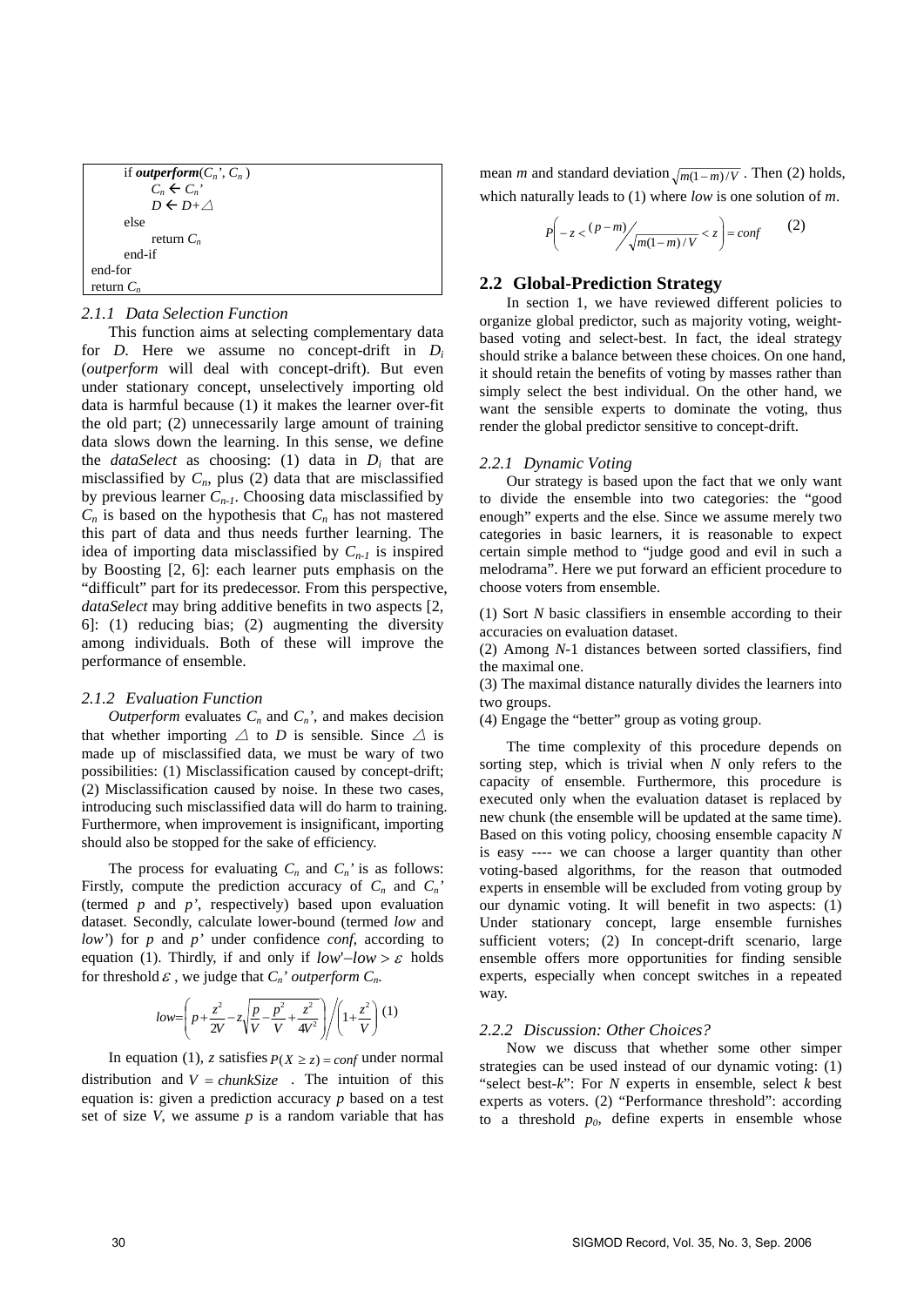```
        if outperform(Cn', Cn )
              Cn ← Cn'
              D ← D+△
        else
              return Cn
        end-if
end-for
return Cn
```

#### 2.1.1 Data Selection Function

This function aims at selecting complementary data for $D$. Here we assume no concept-drift in $D_i$ (*outperform* will deal with concept-drift). But even under stationary concept, unselectively importing old data is harmful because (1) it makes the learner over-fit the old part; (2) unnecessarily large amount of training data slows down the learning. In this sense, we define the *dataSelect* as choosing: (1) data in $D_i$ that are misclassified by $C_n$, plus (2) data that are misclassified by previous learner $C_{n-1}$. Choosing data misclassified by $C_n$ is based on the hypothesis that $C_n$ has not mastered this part of data and thus needs further learning. The idea of importing data misclassified by $C_{n-1}$ is inspired by Boosting [2, 6]: each learner puts emphasis on the "difficult" part for its predecessor. From this perspective, *dataSelect* may bring additive benefits in two aspects [2, 6]: (1) reducing bias; (2) augmenting the diversity among individuals. Both of these will improve the performance of ensemble.

#### 2.1.2 Evaluation Function

*Outperform* evaluates $C_n$ and $C_n$', and makes decision that whether importing $\triangle$ to $D$ is sensible. Since $\triangle$ is made up of misclassified data, we must be wary of two possibilities: (1) Misclassification caused by concept-drift; (2) Misclassification caused by noise. In these two cases, introducing such misclassified data will do harm to training. Furthermore, when improvement is insignificant, importing should also be stopped for the sake of efficiency.

The process for evaluating $C_n$ and $C_n$' is as follows: Firstly, compute the prediction accuracy of $C_n$ and $C_n$' (termed $p$ and $p'$, respectively) based upon evaluation dataset. Secondly, calculate lower-bound (termed *low* and *low'*) for $p$ and $p'$ under confidence *conf*, according to equation (1). Thirdly, if and only if $low' - low > \varepsilon$ holds for threshold $\varepsilon$, we judge that $C_n$' *outperform* $C_n$.

$$low = \left( p + \frac{z^2}{2V} - z\sqrt{\frac{p}{V} - \frac{p^2}{V} + \frac{z^2}{4V^2}} \right) \Bigg/ \left( 1 + \frac{z^2}{V} \right) \quad (1)$$

In equation (1), $z$ satisfies $P(X \geq z) = conf$ under normal distribution and $V = chunkSize$. The intuition of this equation is: given a prediction accuracy $p$ based on a test set of size $V$, we assume $p$ is a random variable that has mean $m$ and standard deviation $\sqrt{m(1-m)/V}$. Then (2) holds, which naturally leads to (1) where *low* is one solution of $m$.

$$P\left( -z < \frac{(p-m)}{\sqrt{m(1-m)/V}} < z \right) = conf \quad (2)$$

### 2.2 Global-Prediction Strategy

In section 1, we have reviewed different policies to organize global predictor, such as majority voting, weight-based voting and select-best. In fact, the ideal strategy should strike a balance between these choices. On one hand, it should retain the benefits of voting by masses rather than simply select the best individual. On the other hand, we want the sensible experts to dominate the voting, thus render the global predictor sensitive to concept-drift.

#### 2.2.1 Dynamic Voting

Our strategy is based upon the fact that we only want to divide the ensemble into two categories: the "good enough" experts and the else. Since we assume merely two categories in basic learners, it is reasonable to expect certain simple method to "judge good and evil in such a melodrama". Here we put forward an efficient procedure to choose voters from ensemble.

(1) Sort $N$ basic classifiers in ensemble according to their accuracies on evaluation dataset.
(2) Among $N$-1 distances between sorted classifiers, find the maximal one.
(3) The maximal distance naturally divides the learners into two groups.
(4) Engage the "better" group as voting group.

The time complexity of this procedure depends on sorting step, which is trivial when $N$ only refers to the capacity of ensemble. Furthermore, this procedure is executed only when the evaluation dataset is replaced by new chunk (the ensemble will be updated at the same time). Based on this voting policy, choosing ensemble capacity $N$ is easy ---- we can choose a larger quantity than other voting-based algorithms, for the reason that outmoded experts in ensemble will be excluded from voting group by our dynamic voting. It will benefit in two aspects: (1) Under stationary concept, large ensemble furnishes sufficient voters; (2) In concept-drift scenario, large ensemble offers more opportunities for finding sensible experts, especially when concept switches in a repeated way.

#### 2.2.2 Discussion: Other Choices?

Now we discuss that whether some other simper strategies can be used instead of our dynamic voting: (1) "select best-$k$": For $N$ experts in ensemble, select $k$ best experts as voters. (2) "Performance threshold": according to a threshold $p_0$, define experts in ensemble whose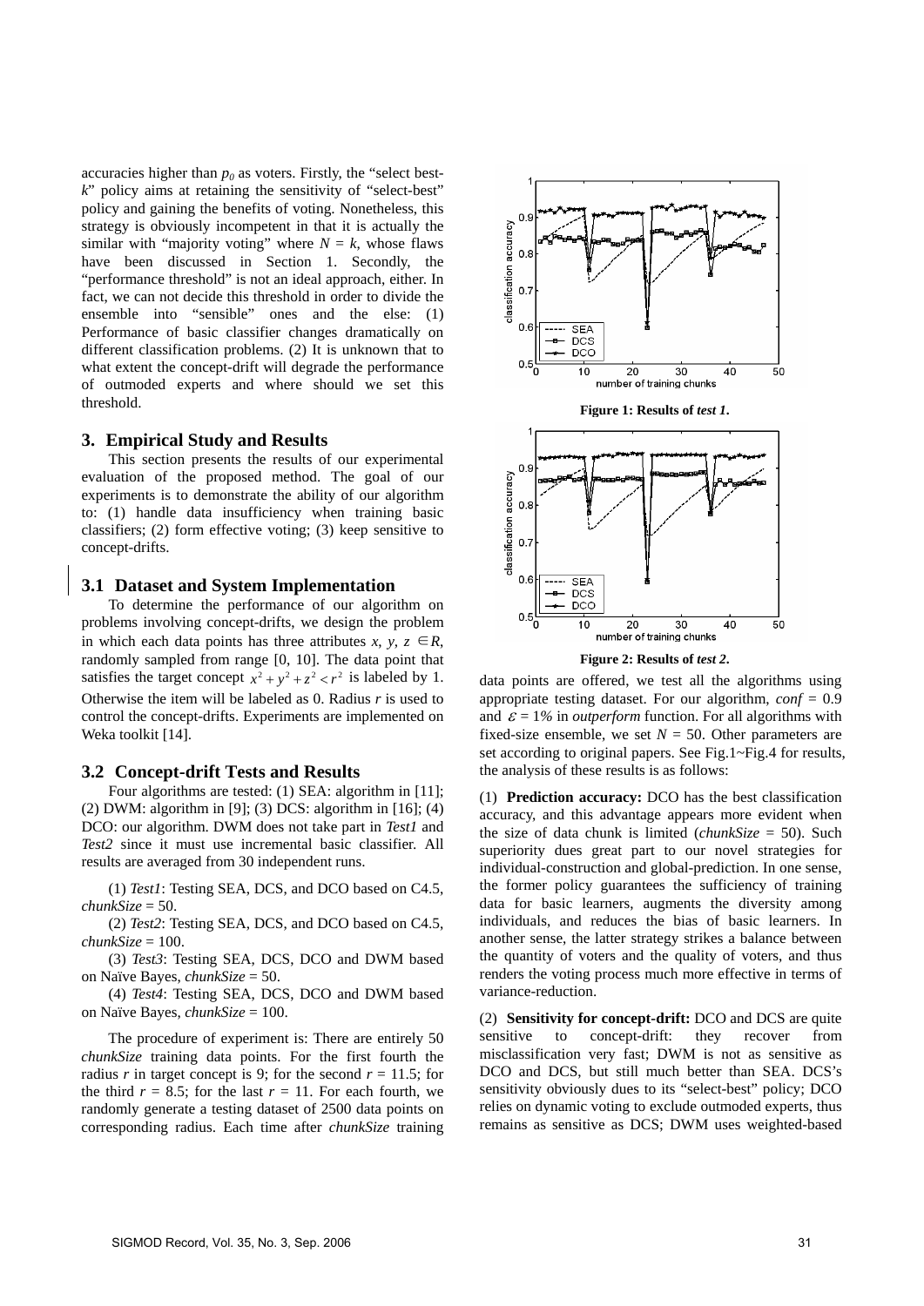accuracies higher than $p_0$ as voters. Firstly, the "select best-$k$" policy aims at retaining the sensitivity of "select-best" policy and gaining the benefits of voting. Nonetheless, this strategy is obviously incompetent in that it is actually the similar with "majority voting" where $N = k$, whose flaws have been discussed in Section 1. Secondly, the "performance threshold" is not an ideal approach, either. In fact, we can not decide this threshold in order to divide the ensemble into "sensible" ones and the else: (1) Performance of basic classifier changes dramatically on different classification problems. (2) It is unknown that to what extent the concept-drift will degrade the performance of outmoded experts and where should we set this threshold.

## 3. Empirical Study and Results

This section presents the results of our experimental evaluation of the proposed method. The goal of our experiments is to demonstrate the ability of our algorithm to: (1) handle data insufficiency when training basic classifiers; (2) form effective voting; (3) keep sensitive to concept-drifts.

### 3.1 Dataset and System Implementation

To determine the performance of our algorithm on problems involving concept-drifts, we design the problem in which each data points has three attributes $x, y, z \in R$, randomly sampled from range [0, 10]. The data point that satisfies the target concept $x^2 + y^2 + z^2 < r^2$ is labeled by 1. Otherwise the item will be labeled as 0. Radius $r$ is used to control the concept-drifts. Experiments are implemented on Weka toolkit [14].

### 3.2 Concept-drift Tests and Results

Four algorithms are tested: (1) SEA: algorithm in [11]; (2) DWM: algorithm in [9]; (3) DCS: algorithm in [16]; (4) DCO: our algorithm. DWM does not take part in *Test1* and *Test2* since it must use incremental basic classifier. All results are averaged from 30 independent runs.

(1) *Test1*: Testing SEA, DCS, and DCO based on C4.5, *chunkSize* = 50.

(2) *Test2*: Testing SEA, DCS, and DCO based on C4.5, *chunkSize* = 100.

(3) *Test3*: Testing SEA, DCS, DCO and DWM based on Naïve Bayes, *chunkSize* = 50.

(4) *Test4*: Testing SEA, DCS, DCO and DWM based on Naïve Bayes, *chunkSize* = 100.

The procedure of experiment is: There are entirely 50 *chunkSize* training data points. For the first fourth the radius $r$ in target concept is 9; for the second $r$ = 11.5; for the third $r$ = 8.5; for the last $r$ = 11. For each fourth, we randomly generate a testing dataset of 2500 data points on corresponding radius. Each time after *chunkSize* training data points are offered, we test all the algorithms using appropriate testing dataset. For our algorithm, $conf$ = 0.9 and $\varepsilon$ = 1% in *outperform* function. For all algorithms with fixed-size ensemble, we set $N$ = 50. Other parameters are set according to original papers. See Fig.1~Fig.4 for results, the analysis of these results is as follows:

**Figure 1: Results of *test 1*.**

**Figure 2: Results of *test 2*.**

(1) **Prediction accuracy:** DCO has the best classification accuracy, and this advantage appears more evident when the size of data chunk is limited (*chunkSize* = 50). Such superiority dues great part to our novel strategies for individual-construction and global-prediction. In one sense, the former policy guarantees the sufficiency of training data for basic learners, augments the diversity among individuals, and reduces the bias of basic learners. In another sense, the latter strategy strikes a balance between the quantity of voters and the quality of voters, and thus renders the voting process much more effective in terms of variance-reduction.

(2) **Sensitivity for concept-drift:** DCO and DCS are quite sensitive to concept-drift: they recover from misclassification very fast; DWM is not as sensitive as DCO and DCS, but still much better than SEA. DCS's sensitivity obviously dues to its "select-best" policy; DCO relies on dynamic voting to exclude outmoded experts, thus remains as sensitive as DCS; DWM uses weighted-based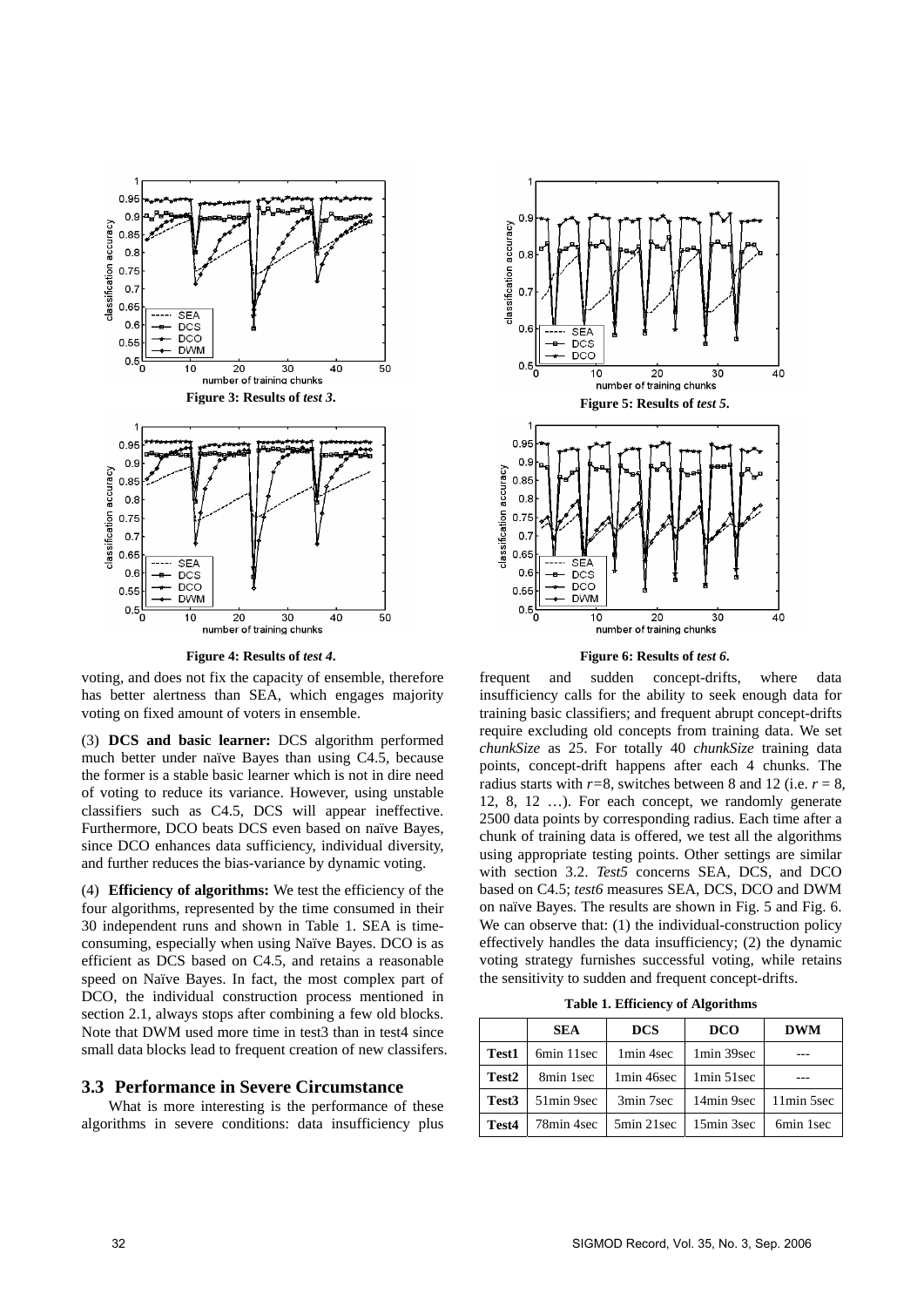Figure 3: Results of *test 3*.

Figure 4: Results of *test 4*.

voting, and does not fix the capacity of ensemble, therefore has better alertness than SEA, which engages majority voting on fixed amount of voters in ensemble.

(3) **DCS and basic learner:** DCS algorithm performed much better under naïve Bayes than using C4.5, because the former is a stable basic learner which is not in dire need of voting to reduce its variance. However, using unstable classifiers such as C4.5, DCS will appear ineffective. Furthermore, DCO beats DCS even based on naïve Bayes, since DCO enhances data sufficiency, individual diversity, and further reduces the bias-variance by dynamic voting.

(4) **Efficiency of algorithms:** We test the efficiency of the four algorithms, represented by the time consumed in their 30 independent runs and shown in Table 1. SEA is time-consuming, especially when using Naïve Bayes. DCO is as efficient as DCS based on C4.5, and retains a reasonable speed on Naïve Bayes. In fact, the most complex part of DCO, the individual construction process mentioned in section 2.1, always stops after combining a few old blocks. Note that DWM used more time in test3 than in test4 since small data blocks lead to frequent creation of new classifers.

## 3.3 Performance in Severe Circumstance

What is more interesting is the performance of these algorithms in severe conditions: data insufficiency plus frequent and sudden concept-drifts, where data insufficiency calls for the ability to seek enough data for training basic classifiers; and frequent abrupt concept-drifts require excluding old concepts from training data. We set *chunkSize* as 25. For totally 40 *chunkSize* training data points, concept-drift happens after each 4 chunks. The radius starts with $r$=8, switches between 8 and 12 (i.e. $r$ = 8, 12, 8, 12 …). For each concept, we randomly generate 2500 data points by corresponding radius. Each time after a chunk of training data is offered, we test all the algorithms using appropriate testing points. Other settings are similar with section 3.2. *Test5* concerns SEA, DCS, and DCO based on C4.5; *test6* measures SEA, DCS, DCO and DWM on naïve Bayes. The results are shown in Fig. 5 and Fig. 6. We can observe that: (1) the individual-construction policy effectively handles the data insufficiency; (2) the dynamic voting strategy furnishes successful voting, while retains the sensitivity to sudden and frequent concept-drifts.

Figure 5: Results of *test 5*.

Figure 6: Results of *test 6*.

**Table 1. Efficiency of Algorithms**

| | **SEA** | **DCS** | **DCO** | **DWM** |
|---|---|---|---|---|
| **Test1** | 6min 11sec | 1min 4sec | 1min 39sec | --- |
| **Test2** | 8min 1sec | 1min 46sec | 1min 51sec | --- |
| **Test3** | 51min 9sec | 3min 7sec | 14min 9sec | 11min 5sec |
| **Test4** | 78min 4sec | 5min 21sec | 15min 3sec | 6min 1sec |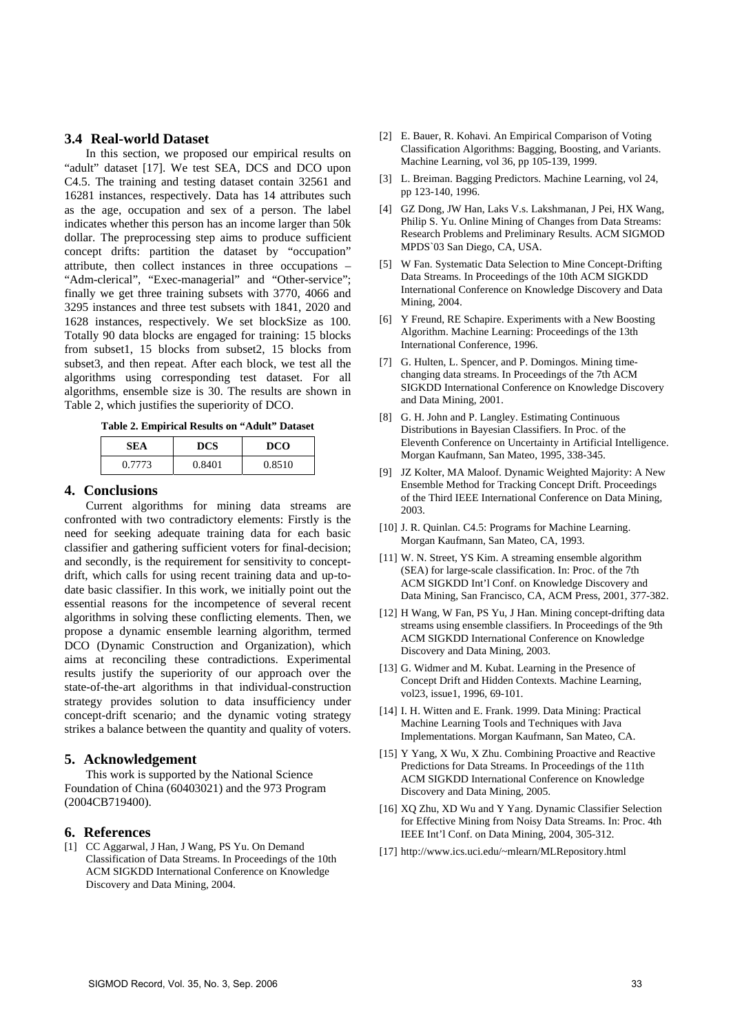### 3.4 Real-world Dataset

In this section, we proposed our empirical results on "adult" dataset [17]. We test SEA, DCS and DCO upon C4.5. The training and testing dataset contain 32561 and 16281 instances, respectively. Data has 14 attributes such as the age, occupation and sex of a person. The label indicates whether this person has an income larger than 50k dollar. The preprocessing step aims to produce sufficient concept drifts: partition the dataset by "occupation" attribute, then collect instances in three occupations – "Adm-clerical", "Exec-managerial" and "Other-service"; finally we get three training subsets with 3770, 4066 and 3295 instances and three test subsets with 1841, 2020 and 1628 instances, respectively. We set blockSize as 100. Totally 90 data blocks are engaged for training: 15 blocks from subset1, 15 blocks from subset2, 15 blocks from subset3, and then repeat. After each block, we test all the algorithms using corresponding test dataset. For all algorithms, ensemble size is 30. The results are shown in Table 2, which justifies the superiority of DCO.

**Table 2. Empirical Results on "Adult" Dataset**

| SEA | DCS | DCO |
|---|---|---|
| 0.7773 | 0.8401 | 0.8510 |

## 4. Conclusions

Current algorithms for mining data streams are confronted with two contradictory elements: Firstly is the need for seeking adequate training data for each basic classifier and gathering sufficient voters for final-decision; and secondly, is the requirement for sensitivity to concept-drift, which calls for using recent training data and up-to-date basic classifier. In this work, we initially point out the essential reasons for the incompetence of several recent algorithms in solving these conflicting elements. Then, we propose a dynamic ensemble learning algorithm, termed DCO (Dynamic Construction and Organization), which aims at reconciling these contradictions. Experimental results justify the superiority of our approach over the state-of-the-art algorithms in that individual-construction strategy provides solution to data insufficiency under concept-drift scenario; and the dynamic voting strategy strikes a balance between the quantity and quality of voters.

## 5. Acknowledgement

This work is supported by the National Science Foundation of China (60403021) and the 973 Program (2004CB719400).

## 6. References

[1] CC Aggarwal, J Han, J Wang, PS Yu. On Demand Classification of Data Streams. In Proceedings of the 10th ACM SIGKDD International Conference on Knowledge Discovery and Data Mining, 2004.

[2] E. Bauer, R. Kohavi. An Empirical Comparison of Voting Classification Algorithms: Bagging, Boosting, and Variants. Machine Learning, vol 36, pp 105-139, 1999.

[3] L. Breiman. Bagging Predictors. Machine Learning, vol 24, pp 123-140, 1996.

[4] GZ Dong, JW Han, Laks V.s. Lakshmanan, J Pei, HX Wang, Philip S. Yu. Online Mining of Changes from Data Streams: Research Problems and Preliminary Results. ACM SIGMOD MPDS`03 San Diego, CA, USA.

[5] W Fan. Systematic Data Selection to Mine Concept-Drifting Data Streams. In Proceedings of the 10th ACM SIGKDD International Conference on Knowledge Discovery and Data Mining, 2004.

[6] Y Freund, RE Schapire. Experiments with a New Boosting Algorithm. Machine Learning: Proceedings of the 13th International Conference, 1996.

[7] G. Hulten, L. Spencer, and P. Domingos. Mining time-changing data streams. In Proceedings of the 7th ACM SIGKDD International Conference on Knowledge Discovery and Data Mining, 2001.

[8] G. H. John and P. Langley. Estimating Continuous Distributions in Bayesian Classifiers. In Proc. of the Eleventh Conference on Uncertainty in Artificial Intelligence. Morgan Kaufmann, San Mateo, 1995, 338-345.

[9] JZ Kolter, MA Maloof. Dynamic Weighted Majority: A New Ensemble Method for Tracking Concept Drift. Proceedings of the Third IEEE International Conference on Data Mining, 2003.

[10] J. R. Quinlan. C4.5: Programs for Machine Learning. Morgan Kaufmann, San Mateo, CA, 1993.

[11] W. N. Street, YS Kim. A streaming ensemble algorithm (SEA) for large-scale classification. In: Proc. of the 7th ACM SIGKDD Int'l Conf. on Knowledge Discovery and Data Mining, San Francisco, CA, ACM Press, 2001, 377-382.

[12] H Wang, W Fan, PS Yu, J Han. Mining concept-drifting data streams using ensemble classifiers. In Proceedings of the 9th ACM SIGKDD International Conference on Knowledge Discovery and Data Mining, 2003.

[13] G. Widmer and M. Kubat. Learning in the Presence of Concept Drift and Hidden Contexts. Machine Learning, vol23, issue1, 1996, 69-101.

[14] I. H. Witten and E. Frank. 1999. Data Mining: Practical Machine Learning Tools and Techniques with Java Implementations. Morgan Kaufmann, San Mateo, CA.

[15] Y Yang, X Wu, X Zhu. Combining Proactive and Reactive Predictions for Data Streams. In Proceedings of the 11th ACM SIGKDD International Conference on Knowledge Discovery and Data Mining, 2005.

[16] XQ Zhu, XD Wu and Y Yang. Dynamic Classifier Selection for Effective Mining from Noisy Data Streams. In: Proc. 4th IEEE Int'l Conf. on Data Mining, 2004, 305-312.

[17] http://www.ics.uci.edu/~mlearn/MLRepository.html